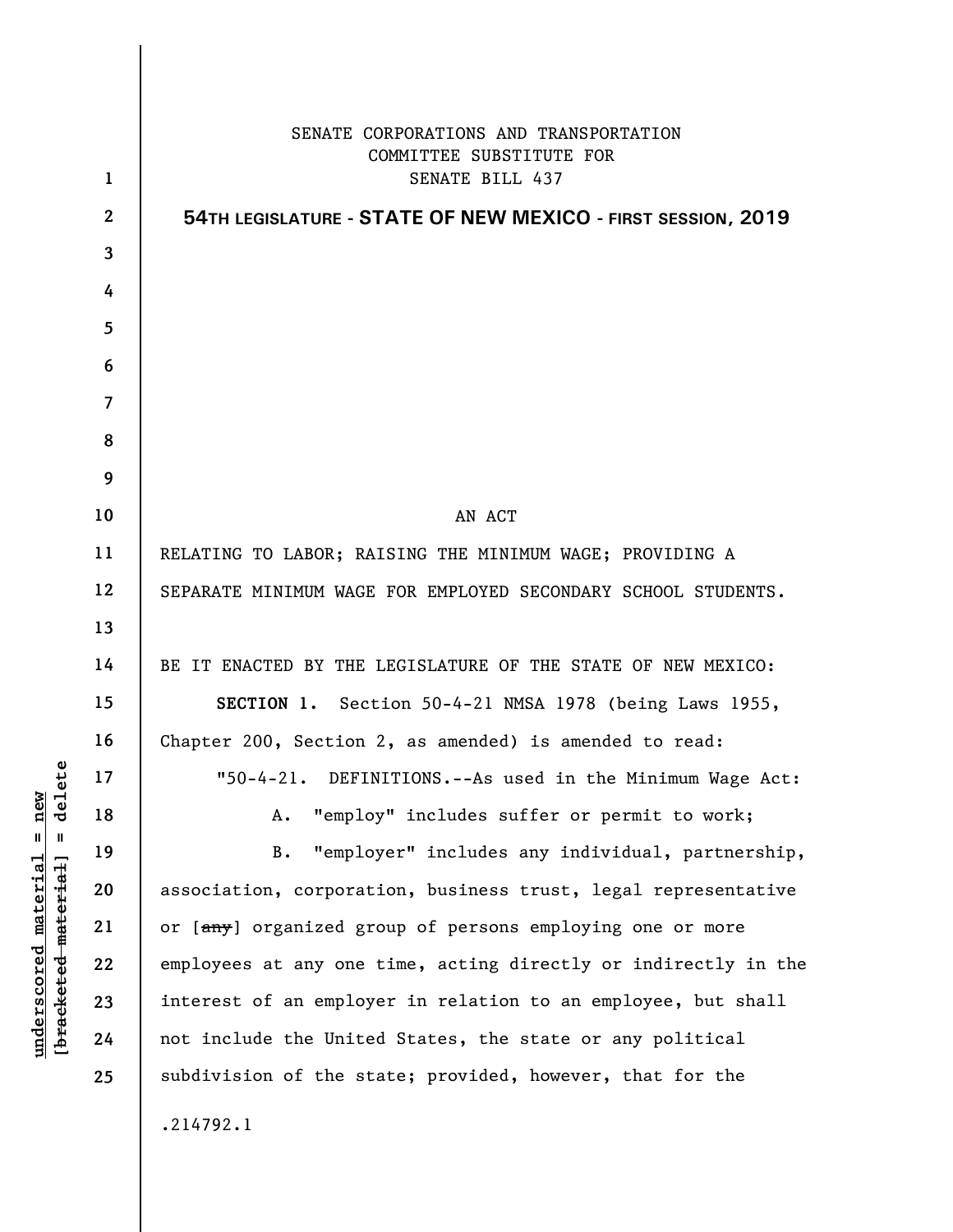SENATE CORPORATIONS AND TRANSPORTATION
COMMITTEE SUBSTITUTE FOR
SENATE BILL 437

**54TH LEGISLATURE - STATE OF NEW MEXICO - FIRST SESSION, 2019**

AN ACT

RELATING TO LABOR; RAISING THE MINIMUM WAGE; PROVIDING A SEPARATE MINIMUM WAGE FOR EMPLOYED SECONDARY SCHOOL STUDENTS.

BE IT ENACTED BY THE LEGISLATURE OF THE STATE OF NEW MEXICO:

**SECTION 1.** Section 50-4-21 NMSA 1978 (being Laws 1955, Chapter 200, Section 2, as amended) is amended to read:

"50-4-21. DEFINITIONS.--As used in the Minimum Wage Act:

A. "employ" includes suffer or permit to work;

B. "employer" includes any individual, partnership, association, corporation, business trust, legal representative or [~~any~~] organized group of persons employing one or more employees at any one time, acting directly or indirectly in the interest of an employer in relation to an employee, but shall not include the United States, the state or any political subdivision of the state; provided, however, that for the

.214792.1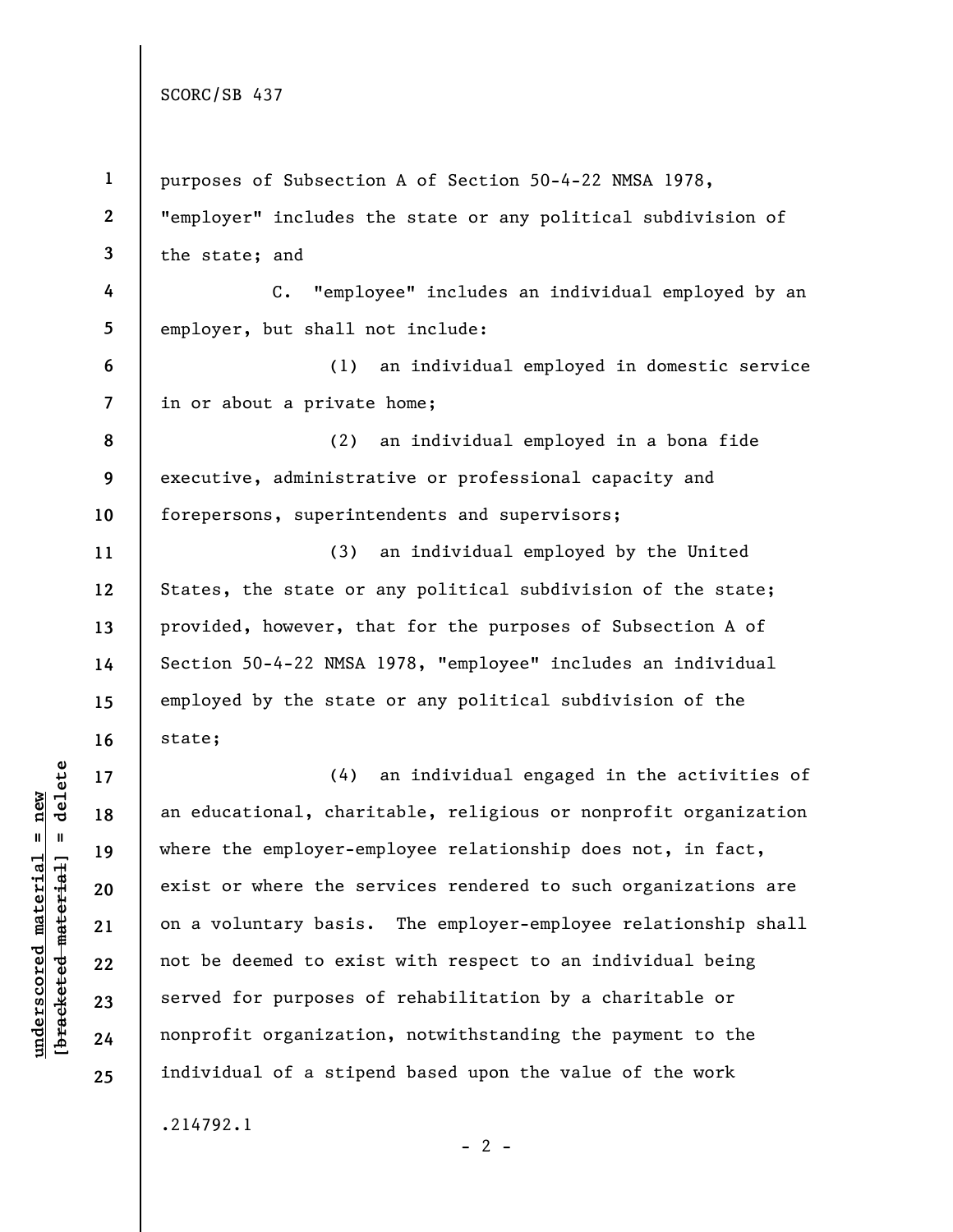purposes of Subsection A of Section 50-4-22 NMSA 1978, "employer" includes the state or any political subdivision of the state; and

C. "employee" includes an individual employed by an employer, but shall not include:

(1) an individual employed in domestic service in or about a private home;

(2) an individual employed in a bona fide executive, administrative or professional capacity and forepersons, superintendents and supervisors;

(3) an individual employed by the United States, the state or any political subdivision of the state; provided, however, that for the purposes of Subsection A of Section 50-4-22 NMSA 1978, "employee" includes an individual employed by the state or any political subdivision of the state;

(4) an individual engaged in the activities of an educational, charitable, religious or nonprofit organization where the employer-employee relationship does not, in fact, exist or where the services rendered to such organizations are on a voluntary basis. The employer-employee relationship shall not be deemed to exist with respect to an individual being served for purposes of rehabilitation by a charitable or nonprofit organization, notwithstanding the payment to the individual of a stipend based upon the value of the work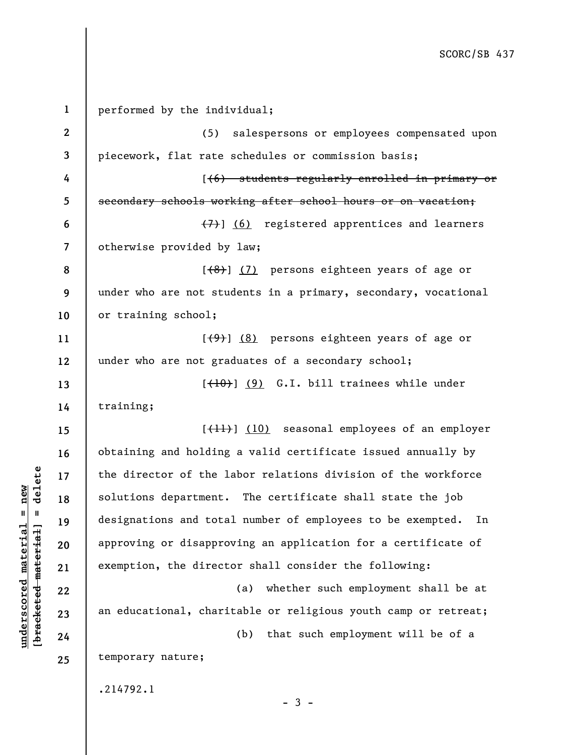performed by the individual;

(5) salespersons or employees compensated upon piecework, flat rate schedules or commission basis;

[~~(6) students regularly enrolled in primary or secondary schools working after school hours or on vacation;~~

~~(7)~~] <u>(6)</u> registered apprentices and learners otherwise provided by law;

[~~(8)~~] <u>(7)</u> persons eighteen years of age or under who are not students in a primary, secondary, vocational or training school;

[~~(9)~~] <u>(8)</u> persons eighteen years of age or under who are not graduates of a secondary school;

[~~(10)~~] <u>(9)</u> G.I. bill trainees while under training;

[~~(11)~~] <u>(10)</u> seasonal employees of an employer obtaining and holding a valid certificate issued annually by the director of the labor relations division of the workforce solutions department. The certificate shall state the job designations and total number of employees to be exempted. In approving or disapproving an application for a certificate of exemption, the director shall consider the following:

(a) whether such employment shall be at an educational, charitable or religious youth camp or retreat;

(b) that such employment will be of a temporary nature;

.214792.1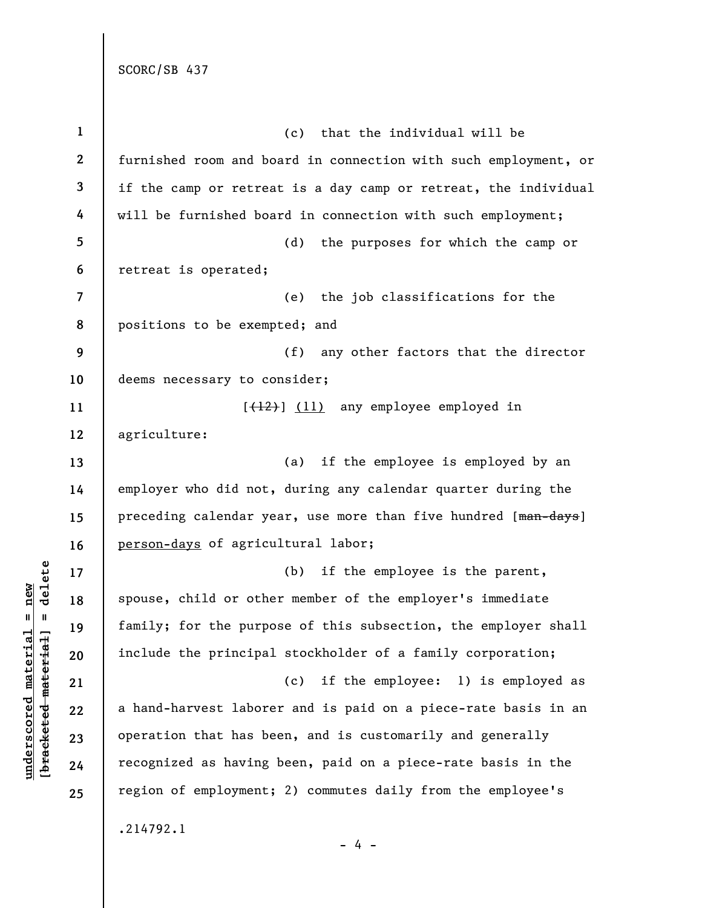(c) that the individual will be furnished room and board in connection with such employment, or if the camp or retreat is a day camp or retreat, the individual will be furnished board in connection with such employment;

(d) the purposes for which the camp or retreat is operated;

(e) the job classifications for the positions to be exempted; and

(f) any other factors that the director deems necessary to consider;

[~~(12)~~] <u>(11)</u> any employee employed in agriculture:

(a) if the employee is employed by an employer who did not, during any calendar quarter during the preceding calendar year, use more than five hundred [~~man-days~~] <u>person-days</u> of agricultural labor;

(b) if the employee is the parent, spouse, child or other member of the employer's immediate family; for the purpose of this subsection, the employer shall include the principal stockholder of a family corporation;

(c) if the employee: 1) is employed as a hand-harvest laborer and is paid on a piece-rate basis in an operation that has been, and is customarily and generally recognized as having been, paid on a piece-rate basis in the region of employment; 2) commutes daily from the employee's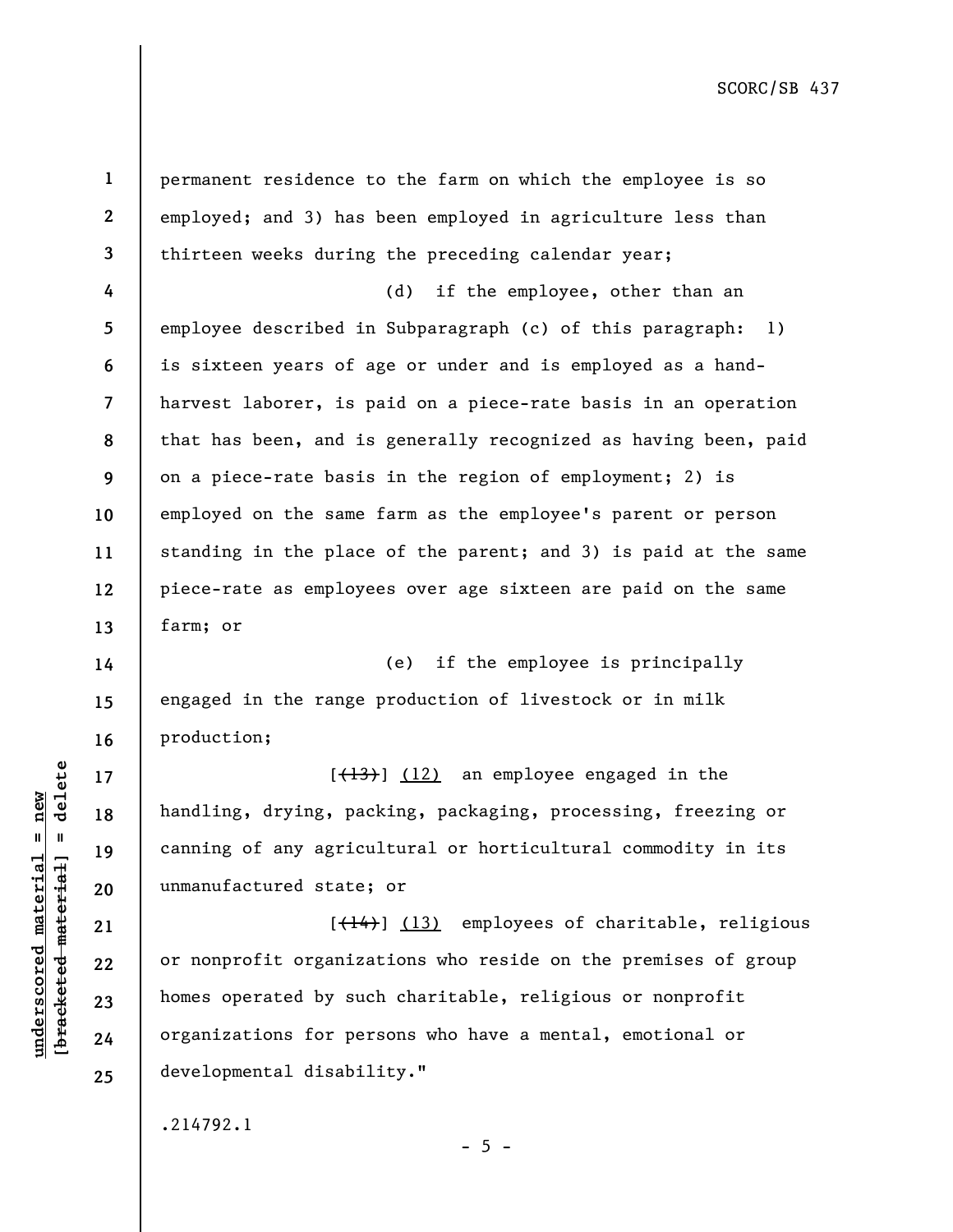permanent residence to the farm on which the employee is so employed; and 3) has been employed in agriculture less than thirteen weeks during the preceding calendar year;

(d) if the employee, other than an employee described in Subparagraph (c) of this paragraph: 1) is sixteen years of age or under and is employed as a hand-harvest laborer, is paid on a piece-rate basis in an operation that has been, and is generally recognized as having been, paid on a piece-rate basis in the region of employment; 2) is employed on the same farm as the employee's parent or person standing in the place of the parent; and 3) is paid at the same piece-rate as employees over age sixteen are paid on the same farm; or

(e) if the employee is principally engaged in the range production of livestock or in milk production;

[~~(13)~~] <u>(12)</u> an employee engaged in the handling, drying, packing, packaging, processing, freezing or canning of any agricultural or horticultural commodity in its unmanufactured state; or

[~~(14)~~] <u>(13)</u> employees of charitable, religious or nonprofit organizations who reside on the premises of group homes operated by such charitable, religious or nonprofit organizations for persons who have a mental, emotional or developmental disability."

.214792.1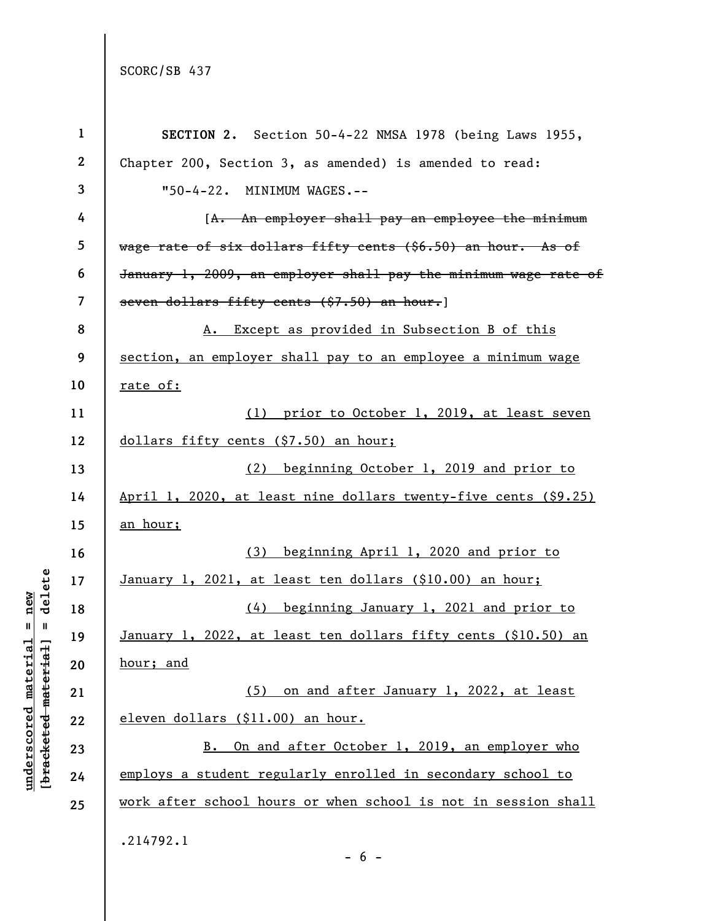**SECTION 2.** Section 50-4-22 NMSA 1978 (being Laws 1955, Chapter 200, Section 3, as amended) is amended to read:

"50-4-22. MINIMUM WAGES.--

[~~A. An employer shall pay an employee the minimum wage rate of six dollars fifty cents ($6.50) an hour. As of January 1, 2009, an employer shall pay the minimum wage rate of seven dollars fifty cents ($7.50) an hour.~~]

<u>A. Except as provided in Subsection B of this section, an employer shall pay to an employee a minimum wage rate of:</u>

<u>(1) prior to October 1, 2019, at least seven dollars fifty cents ($7.50) an hour;</u>

<u>(2) beginning October 1, 2019 and prior to April 1, 2020, at least nine dollars twenty-five cents ($9.25) an hour;</u>

<u>(3) beginning April 1, 2020 and prior to January 1, 2021, at least ten dollars ($10.00) an hour;</u>

<u>(4) beginning January 1, 2021 and prior to January 1, 2022, at least ten dollars fifty cents ($10.50) an hour; and</u>

<u>(5) on and after January 1, 2022, at least eleven dollars ($11.00) an hour.</u>

<u>B. On and after October 1, 2019, an employer who employs a student regularly enrolled in secondary school to work after school hours or when school is not in session shall</u>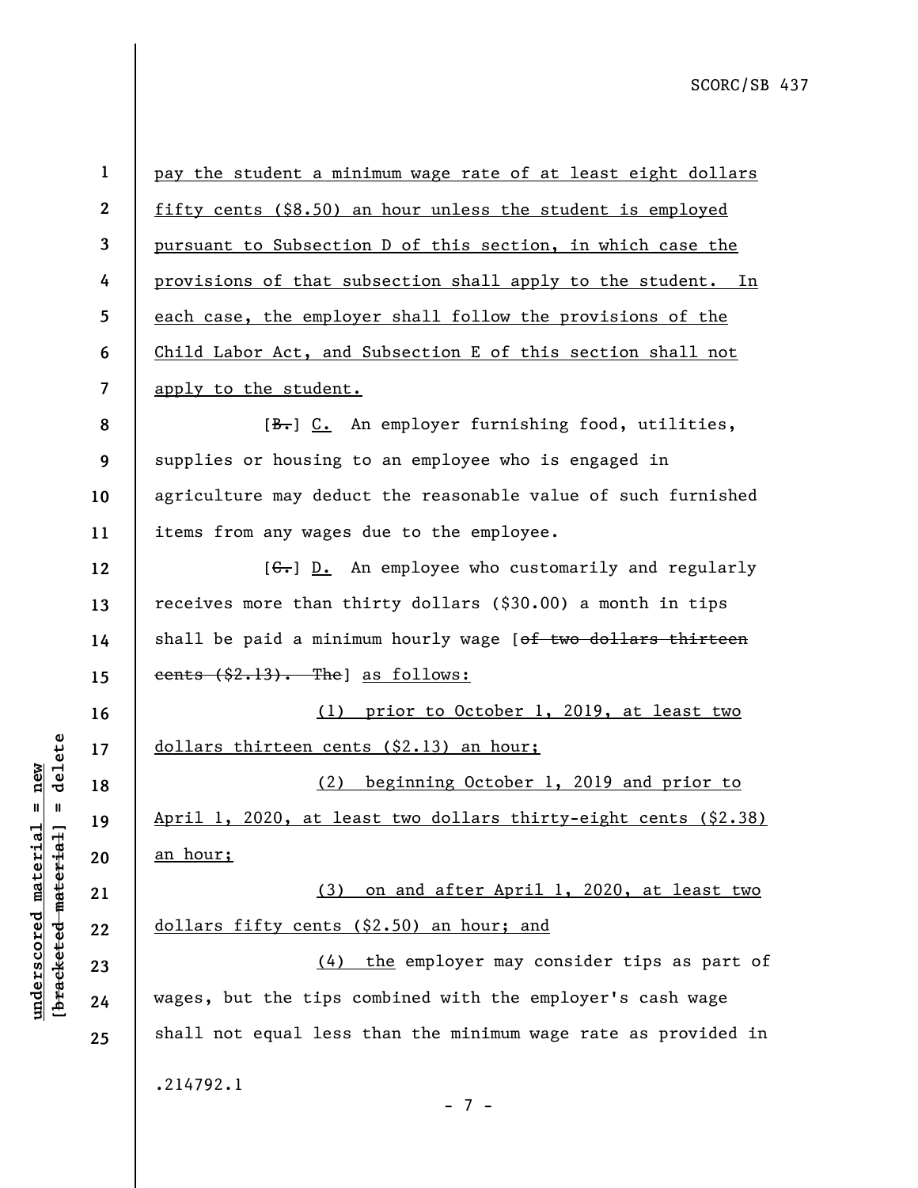pay the student a minimum wage rate of at least eight dollars fifty cents ($8.50) an hour unless the student is employed pursuant to Subsection D of this section, in which case the provisions of that subsection shall apply to the student. In each case, the employer shall follow the provisions of the Child Labor Act, and Subsection E of this section shall not apply to the student.

[B.] C. An employer furnishing food, utilities, supplies or housing to an employee who is engaged in agriculture may deduct the reasonable value of such furnished items from any wages due to the employee.

[C.] D. An employee who customarily and regularly receives more than thirty dollars ($30.00) a month in tips shall be paid a minimum hourly wage [of two dollars thirteen cents ($2.13). The] as follows:

(1) prior to October 1, 2019, at least two dollars thirteen cents ($2.13) an hour;

(2) beginning October 1, 2019 and prior to April 1, 2020, at least two dollars thirty-eight cents ($2.38) an hour;

(3) on and after April 1, 2020, at least two dollars fifty cents ($2.50) an hour; and

(4) the employer may consider tips as part of wages, but the tips combined with the employer's cash wage shall not equal less than the minimum wage rate as provided in

.214792.1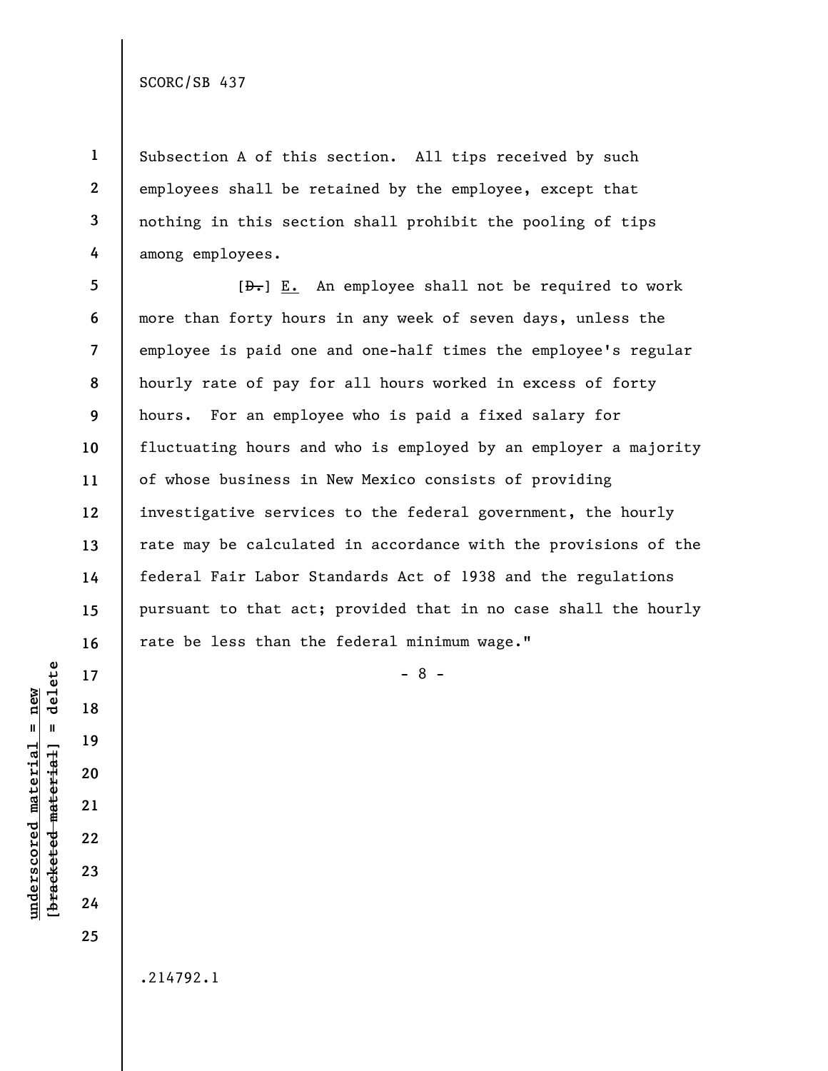Subsection A of this section. All tips received by such employees shall be retained by the employee, except that nothing in this section shall prohibit the pooling of tips among employees.

[~~D.~~] E. An employee shall not be required to work more than forty hours in any week of seven days, unless the employee is paid one and one-half times the employee's regular hourly rate of pay for all hours worked in excess of forty hours. For an employee who is paid a fixed salary for fluctuating hours and who is employed by an employer a majority of whose business in New Mexico consists of providing investigative services to the federal government, the hourly rate may be calculated in accordance with the provisions of the federal Fair Labor Standards Act of 1938 and the regulations pursuant to that act; provided that in no case shall the hourly rate be less than the federal minimum wage."